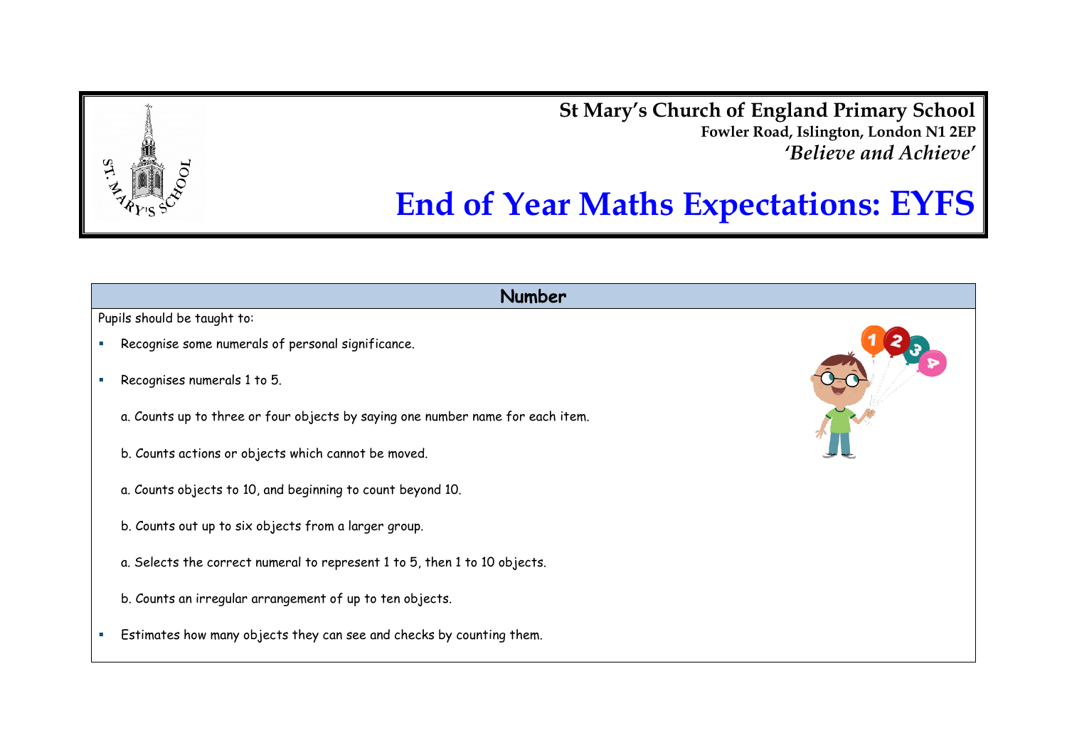**St Mary's Church of England Primary School**
**Fowler Road, Islington, London N1 2EP**
***'Believe and Achieve'***

# End of Year Maths Expectations: EYFS

## Number

Pupils should be taught to:

- Recognise some numerals of personal significance.
- Recognises numerals 1 to 5.

  a. Counts up to three or four objects by saying one number name for each item.

  b. Counts actions or objects which cannot be moved.

  a. Counts objects to 10, and beginning to count beyond 10.

  b. Counts out up to six objects from a larger group.

  a. Selects the correct numeral to represent 1 to 5, then 1 to 10 objects.

  b. Counts an irregular arrangement of up to ten objects.

- Estimates how many objects they can see and checks by counting them.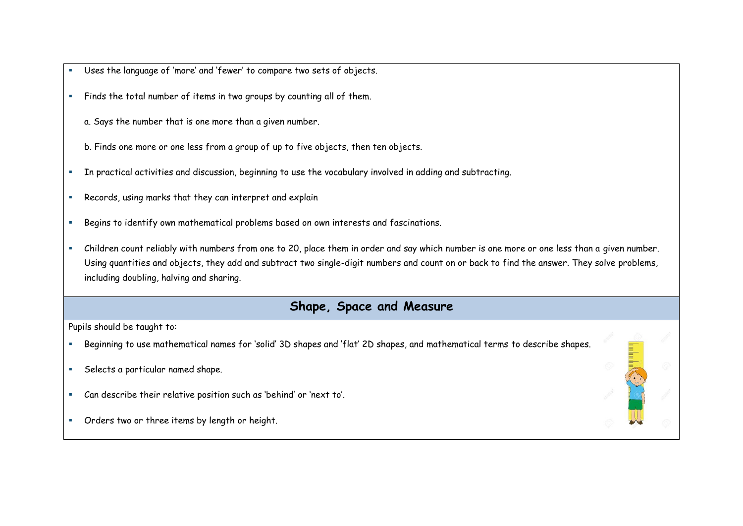- Uses the language of 'more' and 'fewer' to compare two sets of objects.
- Finds the total number of items in two groups by counting all of them.

  a. Says the number that is one more than a given number.

  b. Finds one more or one less from a group of up to five objects, then ten objects.

- In practical activities and discussion, beginning to use the vocabulary involved in adding and subtracting.
- Records, using marks that they can interpret and explain
- Begins to identify own mathematical problems based on own interests and fascinations.
- Children count reliably with numbers from one to 20, place them in order and say which number is one more or one less than a given number. Using quantities and objects, they add and subtract two single-digit numbers and count on or back to find the answer. They solve problems, including doubling, halving and sharing.

## Shape, Space and Measure

Pupils should be taught to:

- Beginning to use mathematical names for 'solid' 3D shapes and 'flat' 2D shapes, and mathematical terms to describe shapes.
- Selects a particular named shape.
- Can describe their relative position such as 'behind' or 'next to'.
- Orders two or three items by length or height.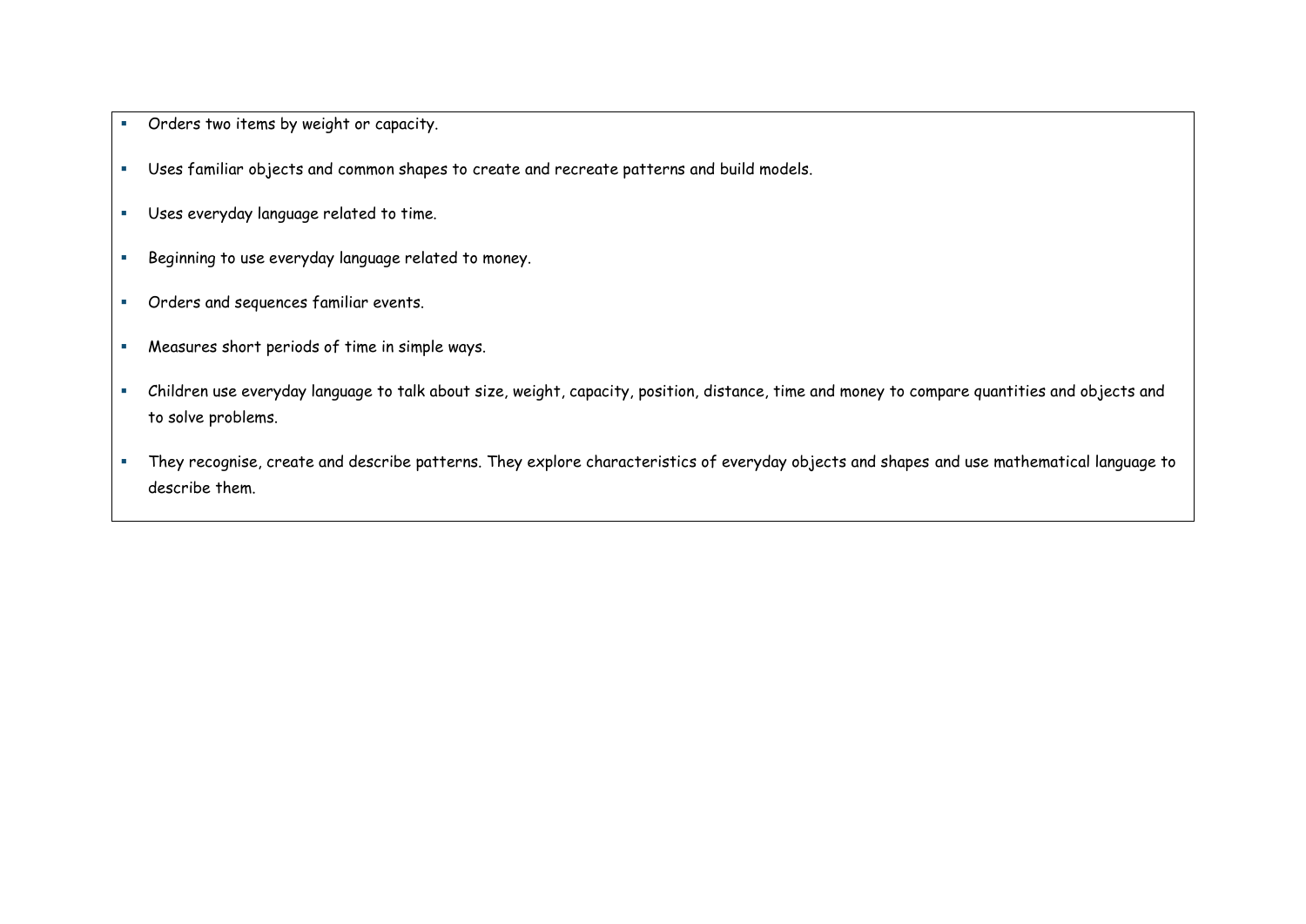- Orders two items by weight or capacity.
- Uses familiar objects and common shapes to create and recreate patterns and build models.
- Uses everyday language related to time.
- Beginning to use everyday language related to money.
- Orders and sequences familiar events.
- Measures short periods of time in simple ways.
- Children use everyday language to talk about size, weight, capacity, position, distance, time and money to compare quantities and objects and to solve problems.
- They recognise, create and describe patterns. They explore characteristics of everyday objects and shapes and use mathematical language to describe them.